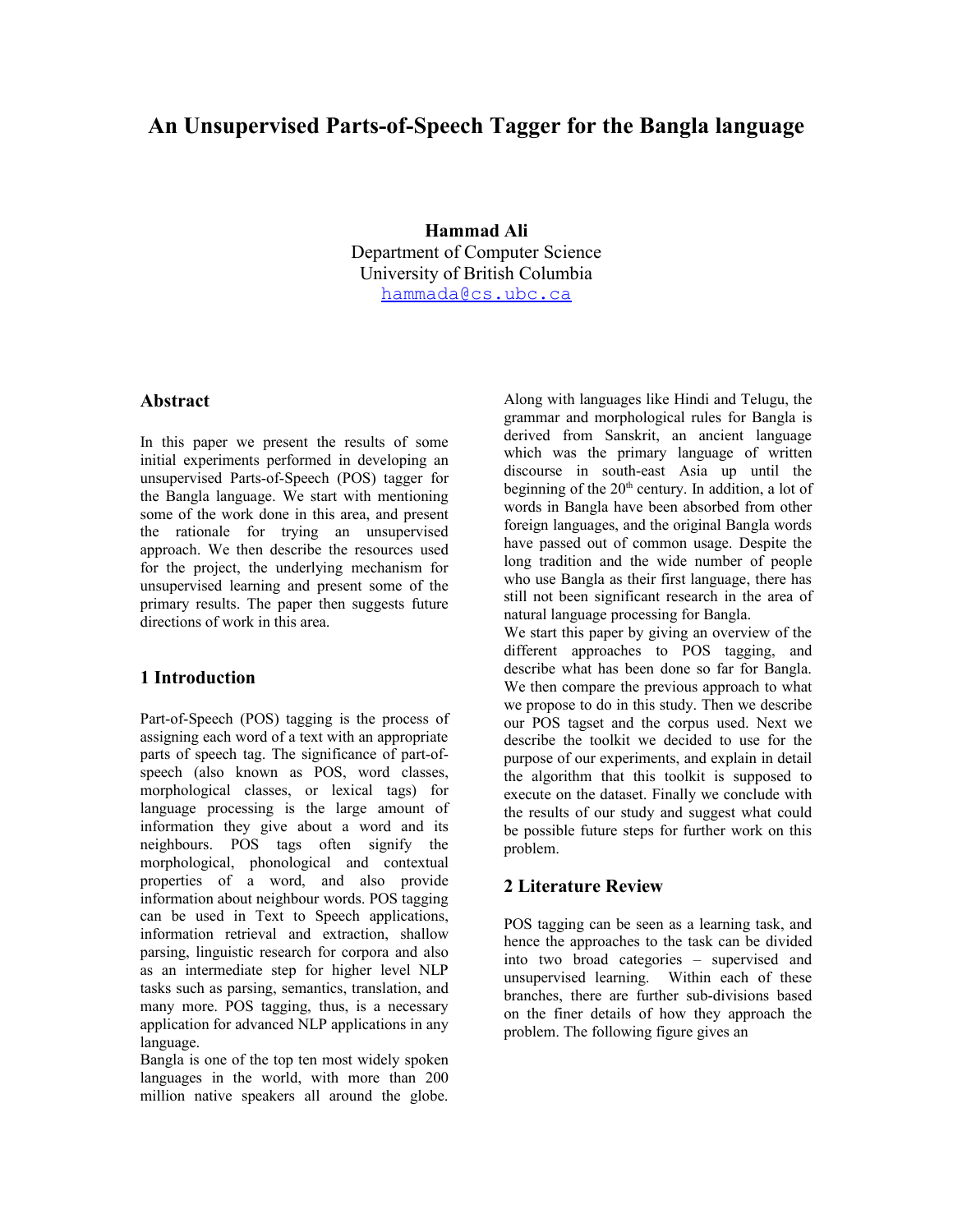# An Unsupervised Parts-of-Speech Tagger for the Bangla language

**Hammad Ali**
Department of Computer Science
University of British Columbia
hammada@cs.ubc.ca

## Abstract

In this paper we present the results of some initial experiments performed in developing an unsupervised Parts-of-Speech (POS) tagger for the Bangla language. We start with mentioning some of the work done in this area, and present the rationale for trying an unsupervised approach. We then describe the resources used for the project, the underlying mechanism for unsupervised learning and present some of the primary results. The paper then suggests future directions of work in this area.

## 1 Introduction

Part-of-Speech (POS) tagging is the process of assigning each word of a text with an appropriate parts of speech tag. The significance of part-of-speech (also known as POS, word classes, morphological classes, or lexical tags) for language processing is the large amount of information they give about a word and its neighbours. POS tags often signify the morphological, phonological and contextual properties of a word, and also provide information about neighbour words. POS tagging can be used in Text to Speech applications, information retrieval and extraction, shallow parsing, linguistic research for corpora and also as an intermediate step for higher level NLP tasks such as parsing, semantics, translation, and many more. POS tagging, thus, is a necessary application for advanced NLP applications in any language.

Bangla is one of the top ten most widely spoken languages in the world, with more than 200 million native speakers all around the globe. Along with languages like Hindi and Telugu, the grammar and morphological rules for Bangla is derived from Sanskrit, an ancient language which was the primary language of written discourse in south-east Asia up until the beginning of the 20th century. In addition, a lot of words in Bangla have been absorbed from other foreign languages, and the original Bangla words have passed out of common usage. Despite the long tradition and the wide number of people who use Bangla as their first language, there has still not been significant research in the area of natural language processing for Bangla.

We start this paper by giving an overview of the different approaches to POS tagging, and describe what has been done so far for Bangla. We then compare the previous approach to what we propose to do in this study. Then we describe our POS tagset and the corpus used. Next we describe the toolkit we decided to use for the purpose of our experiments, and explain in detail the algorithm that this toolkit is supposed to execute on the dataset. Finally we conclude with the results of our study and suggest what could be possible future steps for further work on this problem.

## 2 Literature Review

POS tagging can be seen as a learning task, and hence the approaches to the task can be divided into two broad categories – supervised and unsupervised learning. Within each of these branches, there are further sub-divisions based on the finer details of how they approach the problem. The following figure gives an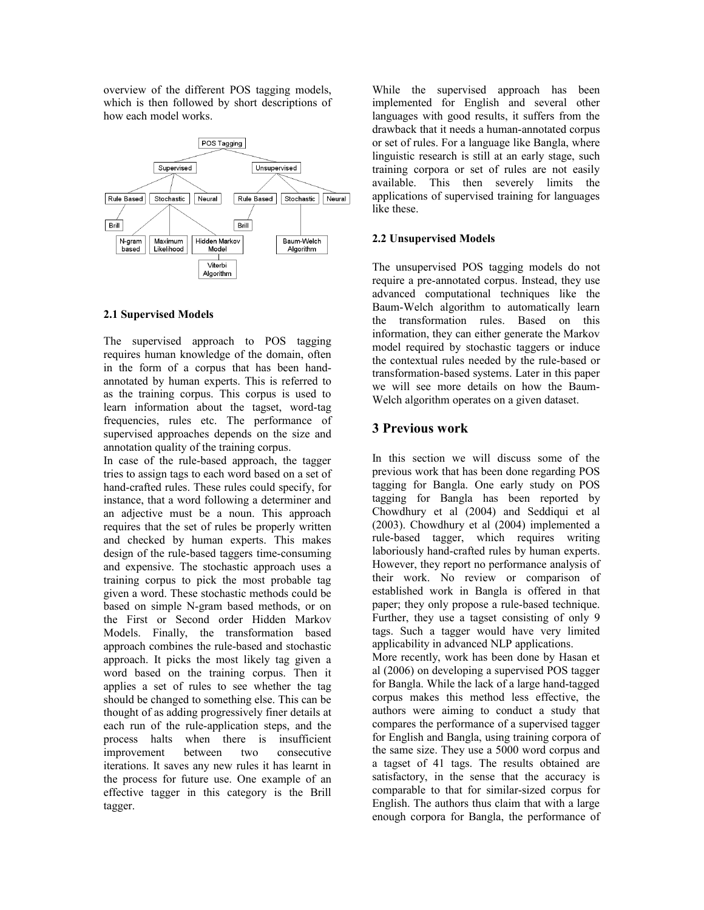overview of the different POS tagging models, which is then followed by short descriptions of how each model works.

### 2.1 Supervised Models

The supervised approach to POS tagging requires human knowledge of the domain, often in the form of a corpus that has been hand-annotated by human experts. This is referred to as the training corpus. This corpus is used to learn information about the tagset, word-tag frequencies, rules etc. The performance of supervised approaches depends on the size and annotation quality of the training corpus.

In case of the rule-based approach, the tagger tries to assign tags to each word based on a set of hand-crafted rules. These rules could specify, for instance, that a word following a determiner and an adjective must be a noun. This approach requires that the set of rules be properly written and checked by human experts. This makes design of the rule-based taggers time-consuming and expensive. The stochastic approach uses a training corpus to pick the most probable tag given a word. These stochastic methods could be based on simple N-gram based methods, or on the First or Second order Hidden Markov Models. Finally, the transformation based approach combines the rule-based and stochastic approach. It picks the most likely tag given a word based on the training corpus. Then it applies a set of rules to see whether the tag should be changed to something else. This can be thought of as adding progressively finer details at each run of the rule-application steps, and the process halts when there is insufficient improvement between two consecutive iterations. It saves any new rules it has learnt in the process for future use. One example of an effective tagger in this category is the Brill tagger.

While the supervised approach has been implemented for English and several other languages with good results, it suffers from the drawback that it needs a human-annotated corpus or set of rules. For a language like Bangla, where linguistic research is still at an early stage, such training corpora or set of rules are not easily available. This then severely limits the applications of supervised training for languages like these.

### 2.2 Unsupervised Models

The unsupervised POS tagging models do not require a pre-annotated corpus. Instead, they use advanced computational techniques like the Baum-Welch algorithm to automatically learn the transformation rules. Based on this information, they can either generate the Markov model required by stochastic taggers or induce the contextual rules needed by the rule-based or transformation-based systems. Later in this paper we will see more details on how the Baum-Welch algorithm operates on a given dataset.

## 3 Previous work

In this section we will discuss some of the previous work that has been done regarding POS tagging for Bangla. One early study on POS tagging for Bangla has been reported by Chowdhury et al (2004) and Seddiqui et al (2003). Chowdhury et al (2004) implemented a rule-based tagger, which requires writing laboriously hand-crafted rules by human experts. However, they report no performance analysis of their work. No review or comparison of established work in Bangla is offered in that paper; they only propose a rule-based technique. Further, they use a tagset consisting of only 9 tags. Such a tagger would have very limited applicability in advanced NLP applications.

More recently, work has been done by Hasan et al (2006) on developing a supervised POS tagger for Bangla. While the lack of a large hand-tagged corpus makes this method less effective, the authors were aiming to conduct a study that compares the performance of a supervised tagger for English and Bangla, using training corpora of the same size. They use a 5000 word corpus and a tagset of 41 tags. The results obtained are satisfactory, in the sense that the accuracy is comparable to that for similar-sized corpus for English. The authors thus claim that with a large enough corpora for Bangla, the performance of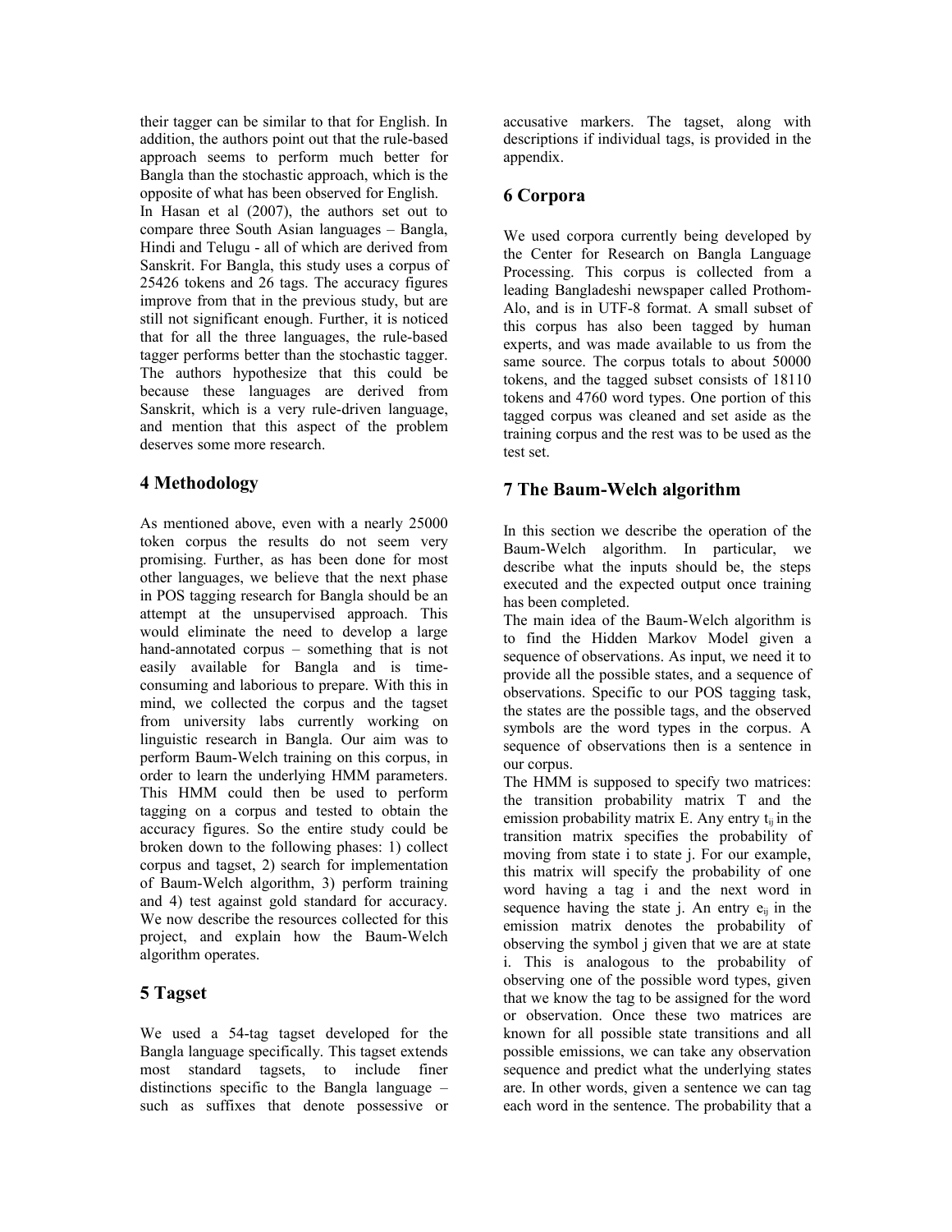their tagger can be similar to that for English. In addition, the authors point out that the rule-based approach seems to perform much better for Bangla than the stochastic approach, which is the opposite of what has been observed for English.

In Hasan et al (2007), the authors set out to compare three South Asian languages – Bangla, Hindi and Telugu - all of which are derived from Sanskrit. For Bangla, this study uses a corpus of 25426 tokens and 26 tags. The accuracy figures improve from that in the previous study, but are still not significant enough. Further, it is noticed that for all the three languages, the rule-based tagger performs better than the stochastic tagger. The authors hypothesize that this could be because these languages are derived from Sanskrit, which is a very rule-driven language, and mention that this aspect of the problem deserves some more research.

## 4 Methodology

As mentioned above, even with a nearly 25000 token corpus the results do not seem very promising. Further, as has been done for most other languages, we believe that the next phase in POS tagging research for Bangla should be an attempt at the unsupervised approach. This would eliminate the need to develop a large hand-annotated corpus – something that is not easily available for Bangla and is time-consuming and laborious to prepare. With this in mind, we collected the corpus and the tagset from university labs currently working on linguistic research in Bangla. Our aim was to perform Baum-Welch training on this corpus, in order to learn the underlying HMM parameters. This HMM could then be used to perform tagging on a corpus and tested to obtain the accuracy figures. So the entire study could be broken down to the following phases: 1) collect corpus and tagset, 2) search for implementation of Baum-Welch algorithm, 3) perform training and 4) test against gold standard for accuracy. We now describe the resources collected for this project, and explain how the Baum-Welch algorithm operates.

## 5 Tagset

We used a 54-tag tagset developed for the Bangla language specifically. This tagset extends most standard tagsets, to include finer distinctions specific to the Bangla language – such as suffixes that denote possessive or accusative markers. The tagset, along with descriptions if individual tags, is provided in the appendix.

## 6 Corpora

We used corpora currently being developed by the Center for Research on Bangla Language Processing. This corpus is collected from a leading Bangladeshi newspaper called Prothom-Alo, and is in UTF-8 format. A small subset of this corpus has also been tagged by human experts, and was made available to us from the same source. The corpus totals to about 50000 tokens, and the tagged subset consists of 18110 tokens and 4760 word types. One portion of this tagged corpus was cleaned and set aside as the training corpus and the rest was to be used as the test set.

## 7 The Baum-Welch algorithm

In this section we describe the operation of the Baum-Welch algorithm. In particular, we describe what the inputs should be, the steps executed and the expected output once training has been completed.

The main idea of the Baum-Welch algorithm is to find the Hidden Markov Model given a sequence of observations. As input, we need it to provide all the possible states, and a sequence of observations. Specific to our POS tagging task, the states are the possible tags, and the observed symbols are the word types in the corpus. A sequence of observations then is a sentence in our corpus.

The HMM is supposed to specify two matrices: the transition probability matrix T and the emission probability matrix E. Any entry $t_{ij}$ in the transition matrix specifies the probability of moving from state i to state j. For our example, this matrix will specify the probability of one word having a tag i and the next word in sequence having the state j. An entry $e_{ij}$ in the emission matrix denotes the probability of observing the symbol j given that we are at state i. This is analogous to the probability of observing one of the possible word types, given that we know the tag to be assigned for the word or observation. Once these two matrices are known for all possible state transitions and all possible emissions, we can take any observation sequence and predict what the underlying states are. In other words, given a sentence we can tag each word in the sentence. The probability that a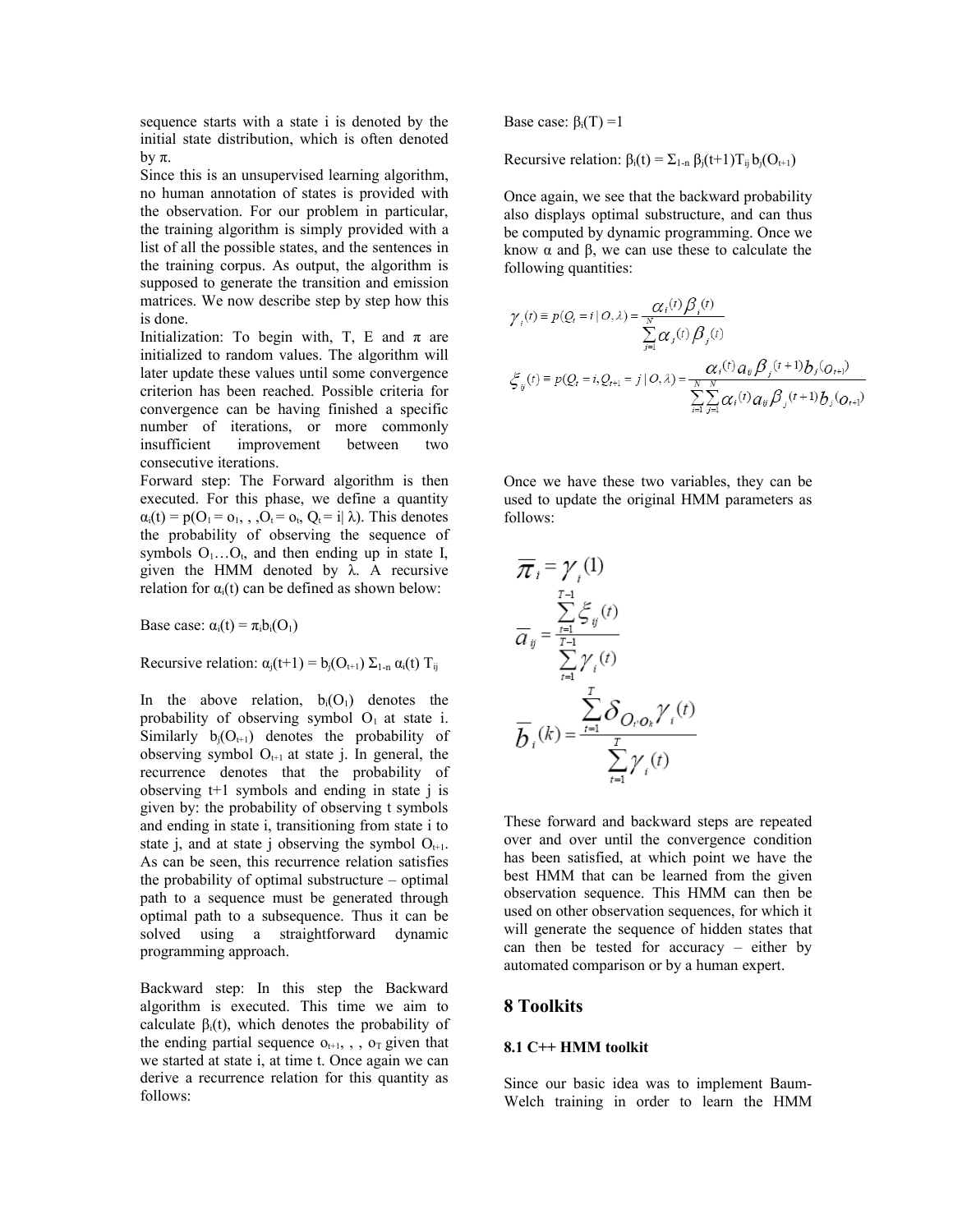sequence starts with a state i is denoted by the initial state distribution, which is often denoted by $\pi$.

Since this is an unsupervised learning algorithm, no human annotation of states is provided with the observation. For our problem in particular, the training algorithm is simply provided with a list of all the possible states, and the sentences in the training corpus. As output, the algorithm is supposed to generate the transition and emission matrices. We now describe step by step how this is done.

Initialization: To begin with, T, E and $\pi$ are initialized to random values. The algorithm will later update these values until some convergence criterion has been reached. Possible criteria for convergence can be having finished a specific number of iterations, or more commonly insufficient improvement between two consecutive iterations.

Forward step: The Forward algorithm is then executed. For this phase, we define a quantity $\alpha_i(t) = p(O_1 = o_1, , ,O_t = o_t, Q_t = i | \lambda)$. This denotes the probability of observing the sequence of symbols $O_1 \ldots O_t$, and then ending up in state I, given the HMM denoted by $\lambda$. A recursive relation for $\alpha_i(t)$ can be defined as shown below:

Base case: $\alpha_i(t) = \pi_i b_i(O_1)$

Recursive relation: $\alpha_j(t+1) = b_j(O_{t+1}) \Sigma_{1\text{-}n}\, \alpha_i(t)\, T_{ij}$

In the above relation, $b_i(O_1)$ denotes the probability of observing symbol $O_1$ at state i. Similarly $b_j(O_{t+1})$ denotes the probability of observing symbol $O_{t+1}$ at state j. In general, the recurrence denotes that the probability of observing t+1 symbols and ending in state j is given by: the probability of observing t symbols and ending in state i, transitioning from state i to state j, and at state j observing the symbol $O_{t+1}$. As can be seen, this recurrence relation satisfies the probability of optimal substructure – optimal path to a sequence must be generated through optimal path to a subsequence. Thus it can be solved using a straightforward dynamic programming approach.

Backward step: In this step the Backward algorithm is executed. This time we aim to calculate $\beta_i(t)$, which denotes the probability of the ending partial sequence $o_{t+1}, , , o_T$ given that we started at state i, at time t. Once again we can derive a recurrence relation for this quantity as follows:

Base case: $\beta_i(T) = 1$

Recursive relation: $\beta_i(t) = \Sigma_{1\text{-}n}\, \beta_j(t+1) T_{ij}\, b_j(O_{t+1})$

Once again, we see that the backward probability also displays optimal substructure, and can thus be computed by dynamic programming. Once we know $\alpha$ and $\beta$, we can use these to calculate the following quantities:

$$\gamma_i(t) \equiv p(Q_t = i \mid O, \lambda) = \frac{\alpha_i(t)\beta_i(t)}{\sum_{j=1}^{N} \alpha_j(t)\beta_j(t)}$$

$$\xi_{ij}(t) \equiv p(Q_t = i, Q_{t+1} = j \mid O, \lambda) = \frac{\alpha_i(t) a_{ij} \beta_j(t+1) b_j(o_{t+1})}{\sum_{i=1}^{N}\sum_{j=1}^{N} \alpha_i(t) a_{ij} \beta_j(t+1) b_j(o_{t+1})}$$

Once we have these two variables, they can be used to update the original HMM parameters as follows:

$$\bar{\pi}_i = \gamma_i(1)$$

$$\bar{a}_{ij} = \frac{\sum_{t=1}^{T-1} \xi_{ij}(t)}{\sum_{t=1}^{T-1} \gamma_i(t)}$$

$$\bar{b}_i(k) = \frac{\sum_{t=1}^{T} \delta_{O_t, o_k} \gamma_i(t)}{\sum_{t=1}^{T} \gamma_i(t)}$$

These forward and backward steps are repeated over and over until the convergence condition has been satisfied, at which point we have the best HMM that can be learned from the given observation sequence. This HMM can then be used on other observation sequences, for which it will generate the sequence of hidden states that can then be tested for accuracy – either by automated comparison or by a human expert.

## 8 Toolkits

### 8.1 C++ HMM toolkit

Since our basic idea was to implement Baum-Welch training in order to learn the HMM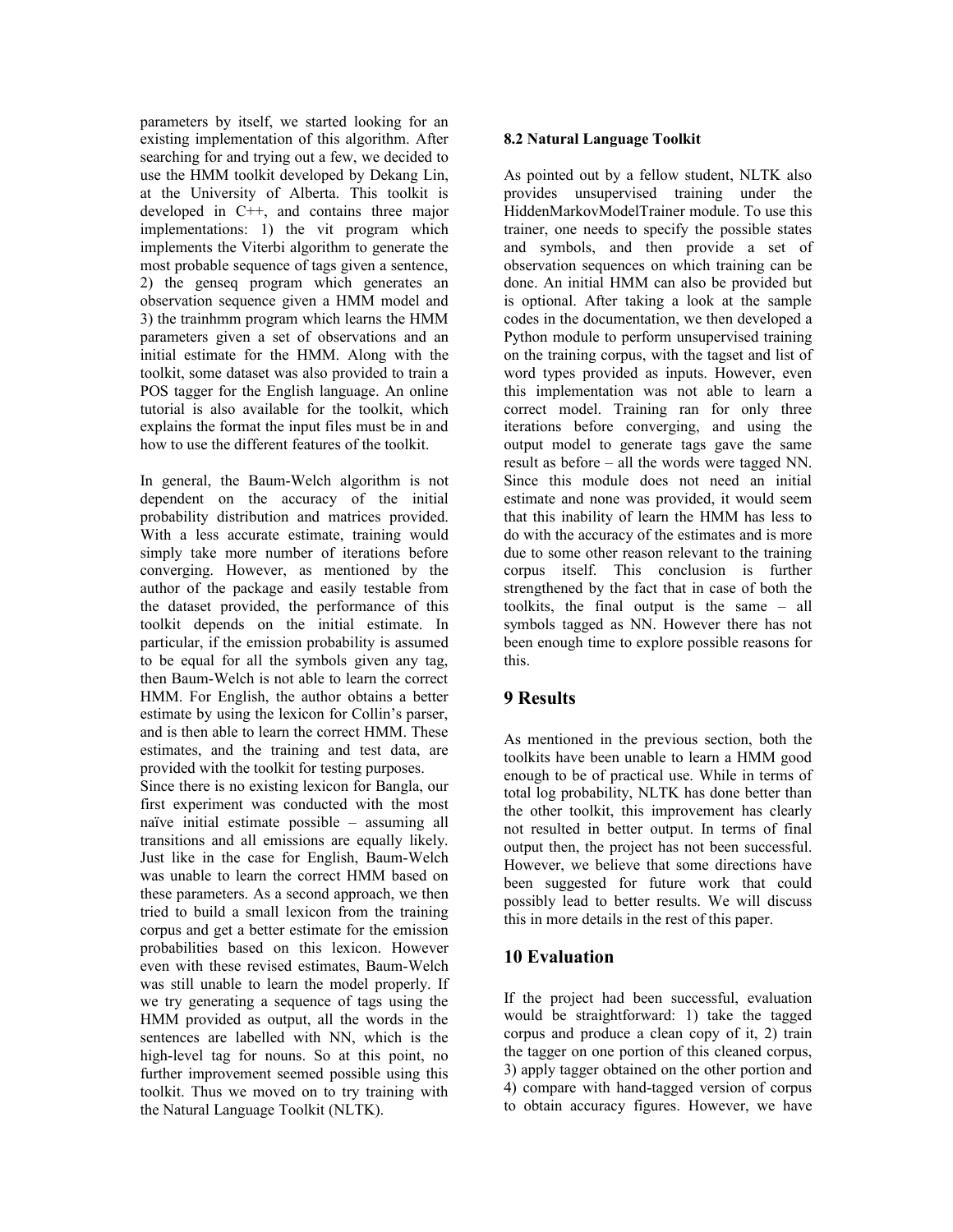parameters by itself, we started looking for an existing implementation of this algorithm. After searching for and trying out a few, we decided to use the HMM toolkit developed by Dekang Lin, at the University of Alberta. This toolkit is developed in C++, and contains three major implementations: 1) the vit program which implements the Viterbi algorithm to generate the most probable sequence of tags given a sentence, 2) the genseq program which generates an observation sequence given a HMM model and 3) the trainhmm program which learns the HMM parameters given a set of observations and an initial estimate for the HMM. Along with the toolkit, some dataset was also provided to train a POS tagger for the English language. An online tutorial is also available for the toolkit, which explains the format the input files must be in and how to use the different features of the toolkit.

In general, the Baum-Welch algorithm is not dependent on the accuracy of the initial probability distribution and matrices provided. With a less accurate estimate, training would simply take more number of iterations before converging. However, as mentioned by the author of the package and easily testable from the dataset provided, the performance of this toolkit depends on the initial estimate. In particular, if the emission probability is assumed to be equal for all the symbols given any tag, then Baum-Welch is not able to learn the correct HMM. For English, the author obtains a better estimate by using the lexicon for Collin's parser, and is then able to learn the correct HMM. These estimates, and the training and test data, are provided with the toolkit for testing purposes.

Since there is no existing lexicon for Bangla, our first experiment was conducted with the most naïve initial estimate possible – assuming all transitions and all emissions are equally likely. Just like in the case for English, Baum-Welch was unable to learn the correct HMM based on these parameters. As a second approach, we then tried to build a small lexicon from the training corpus and get a better estimate for the emission probabilities based on this lexicon. However even with these revised estimates, Baum-Welch was still unable to learn the model properly. If we try generating a sequence of tags using the HMM provided as output, all the words in the sentences are labelled with NN, which is the high-level tag for nouns. So at this point, no further improvement seemed possible using this toolkit. Thus we moved on to try training with the Natural Language Toolkit (NLTK).

### 8.2 Natural Language Toolkit

As pointed out by a fellow student, NLTK also provides unsupervised training under the HiddenMarkovModelTrainer module. To use this trainer, one needs to specify the possible states and symbols, and then provide a set of observation sequences on which training can be done. An initial HMM can also be provided but is optional. After taking a look at the sample codes in the documentation, we then developed a Python module to perform unsupervised training on the training corpus, with the tagset and list of word types provided as inputs. However, even this implementation was not able to learn a correct model. Training ran for only three iterations before converging, and using the output model to generate tags gave the same result as before – all the words were tagged NN. Since this module does not need an initial estimate and none was provided, it would seem that this inability of learn the HMM has less to do with the accuracy of the estimates and is more due to some other reason relevant to the training corpus itself. This conclusion is further strengthened by the fact that in case of both the toolkits, the final output is the same – all symbols tagged as NN. However there has not been enough time to explore possible reasons for this.

## 9 Results

As mentioned in the previous section, both the toolkits have been unable to learn a HMM good enough to be of practical use. While in terms of total log probability, NLTK has done better than the other toolkit, this improvement has clearly not resulted in better output. In terms of final output then, the project has not been successful. However, we believe that some directions have been suggested for future work that could possibly lead to better results. We will discuss this in more details in the rest of this paper.

## 10 Evaluation

If the project had been successful, evaluation would be straightforward: 1) take the tagged corpus and produce a clean copy of it, 2) train the tagger on one portion of this cleaned corpus, 3) apply tagger obtained on the other portion and 4) compare with hand-tagged version of corpus to obtain accuracy figures. However, we have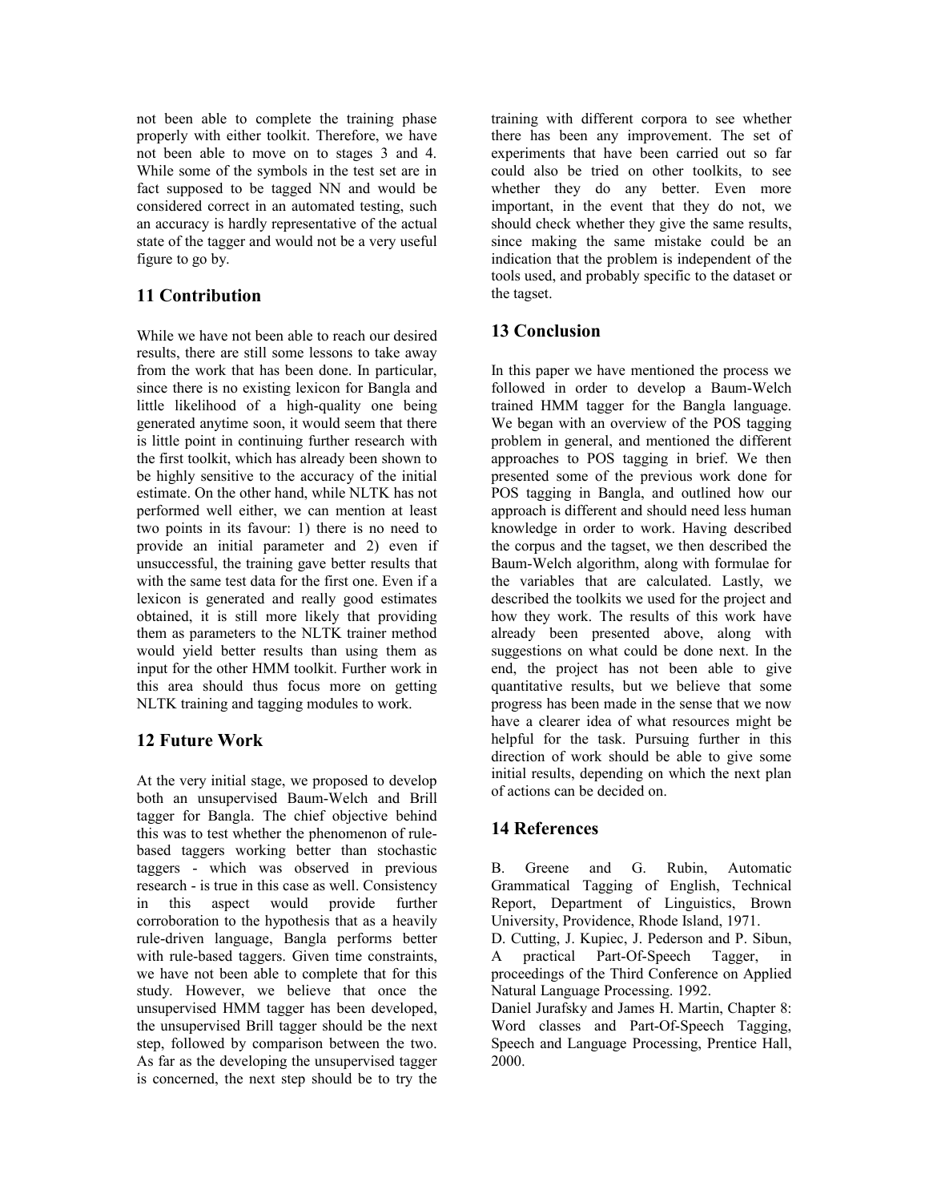not been able to complete the training phase properly with either toolkit. Therefore, we have not been able to move on to stages 3 and 4. While some of the symbols in the test set are in fact supposed to be tagged NN and would be considered correct in an automated testing, such an accuracy is hardly representative of the actual state of the tagger and would not be a very useful figure to go by.

## 11 Contribution

While we have not been able to reach our desired results, there are still some lessons to take away from the work that has been done. In particular, since there is no existing lexicon for Bangla and little likelihood of a high-quality one being generated anytime soon, it would seem that there is little point in continuing further research with the first toolkit, which has already been shown to be highly sensitive to the accuracy of the initial estimate. On the other hand, while NLTK has not performed well either, we can mention at least two points in its favour: 1) there is no need to provide an initial parameter and 2) even if unsuccessful, the training gave better results that with the same test data for the first one. Even if a lexicon is generated and really good estimates obtained, it is still more likely that providing them as parameters to the NLTK trainer method would yield better results than using them as input for the other HMM toolkit. Further work in this area should thus focus more on getting NLTK training and tagging modules to work.

## 12 Future Work

At the very initial stage, we proposed to develop both an unsupervised Baum-Welch and Brill tagger for Bangla. The chief objective behind this was to test whether the phenomenon of rule-based taggers working better than stochastic taggers - which was observed in previous research - is true in this case as well. Consistency in this aspect would provide further corroboration to the hypothesis that as a heavily rule-driven language, Bangla performs better with rule-based taggers. Given time constraints, we have not been able to complete that for this study. However, we believe that once the unsupervised HMM tagger has been developed, the unsupervised Brill tagger should be the next step, followed by comparison between the two. As far as the developing the unsupervised tagger is concerned, the next step should be to try the training with different corpora to see whether there has been any improvement. The set of experiments that have been carried out so far could also be tried on other toolkits, to see whether they do any better. Even more important, in the event that they do not, we should check whether they give the same results, since making the same mistake could be an indication that the problem is independent of the tools used, and probably specific to the dataset or the tagset.

## 13 Conclusion

In this paper we have mentioned the process we followed in order to develop a Baum-Welch trained HMM tagger for the Bangla language. We began with an overview of the POS tagging problem in general, and mentioned the different approaches to POS tagging in brief. We then presented some of the previous work done for POS tagging in Bangla, and outlined how our approach is different and should need less human knowledge in order to work. Having described the corpus and the tagset, we then described the Baum-Welch algorithm, along with formulae for the variables that are calculated. Lastly, we described the toolkits we used for the project and how they work. The results of this work have already been presented above, along with suggestions on what could be done next. In the end, the project has not been able to give quantitative results, but we believe that some progress has been made in the sense that we now have a clearer idea of what resources might be helpful for the task. Pursuing further in this direction of work should be able to give some initial results, depending on which the next plan of actions can be decided on.

## 14 References

B. Greene and G. Rubin, Automatic Grammatical Tagging of English, Technical Report, Department of Linguistics, Brown University, Providence, Rhode Island, 1971.

D. Cutting, J. Kupiec, J. Pederson and P. Sibun, A practical Part-Of-Speech Tagger, in proceedings of the Third Conference on Applied Natural Language Processing. 1992.

Daniel Jurafsky and James H. Martin, Chapter 8: Word classes and Part-Of-Speech Tagging, Speech and Language Processing, Prentice Hall, 2000.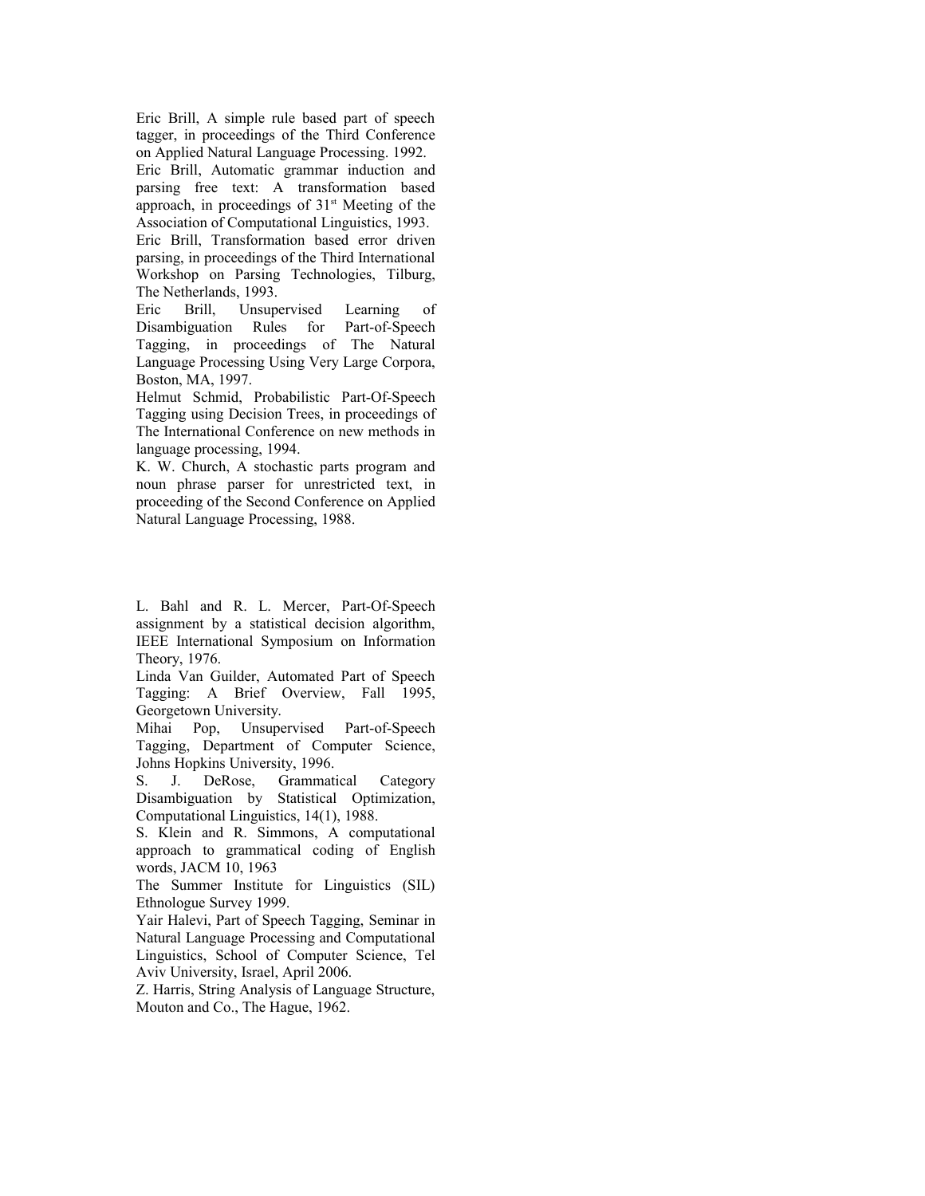Eric Brill, A simple rule based part of speech tagger, in proceedings of the Third Conference on Applied Natural Language Processing. 1992.

Eric Brill, Automatic grammar induction and parsing free text: A transformation based approach, in proceedings of 31st Meeting of the Association of Computational Linguistics, 1993.

Eric Brill, Transformation based error driven parsing, in proceedings of the Third International Workshop on Parsing Technologies, Tilburg, The Netherlands, 1993.

Eric Brill, Unsupervised Learning of Disambiguation Rules for Part-of-Speech Tagging, in proceedings of The Natural Language Processing Using Very Large Corpora, Boston, MA, 1997.

Helmut Schmid, Probabilistic Part-Of-Speech Tagging using Decision Trees, in proceedings of The International Conference on new methods in language processing, 1994.

K. W. Church, A stochastic parts program and noun phrase parser for unrestricted text, in proceeding of the Second Conference on Applied Natural Language Processing, 1988.

L. Bahl and R. L. Mercer, Part-Of-Speech assignment by a statistical decision algorithm, IEEE International Symposium on Information Theory, 1976.

Linda Van Guilder, Automated Part of Speech Tagging: A Brief Overview, Fall 1995, Georgetown University.

Mihai Pop, Unsupervised Part-of-Speech Tagging, Department of Computer Science, Johns Hopkins University, 1996.

S. J. DeRose, Grammatical Category Disambiguation by Statistical Optimization, Computational Linguistics, 14(1), 1988.

S. Klein and R. Simmons, A computational approach to grammatical coding of English words, JACM 10, 1963

The Summer Institute for Linguistics (SIL) Ethnologue Survey 1999.

Yair Halevi, Part of Speech Tagging, Seminar in Natural Language Processing and Computational Linguistics, School of Computer Science, Tel Aviv University, Israel, April 2006.

Z. Harris, String Analysis of Language Structure, Mouton and Co., The Hague, 1962.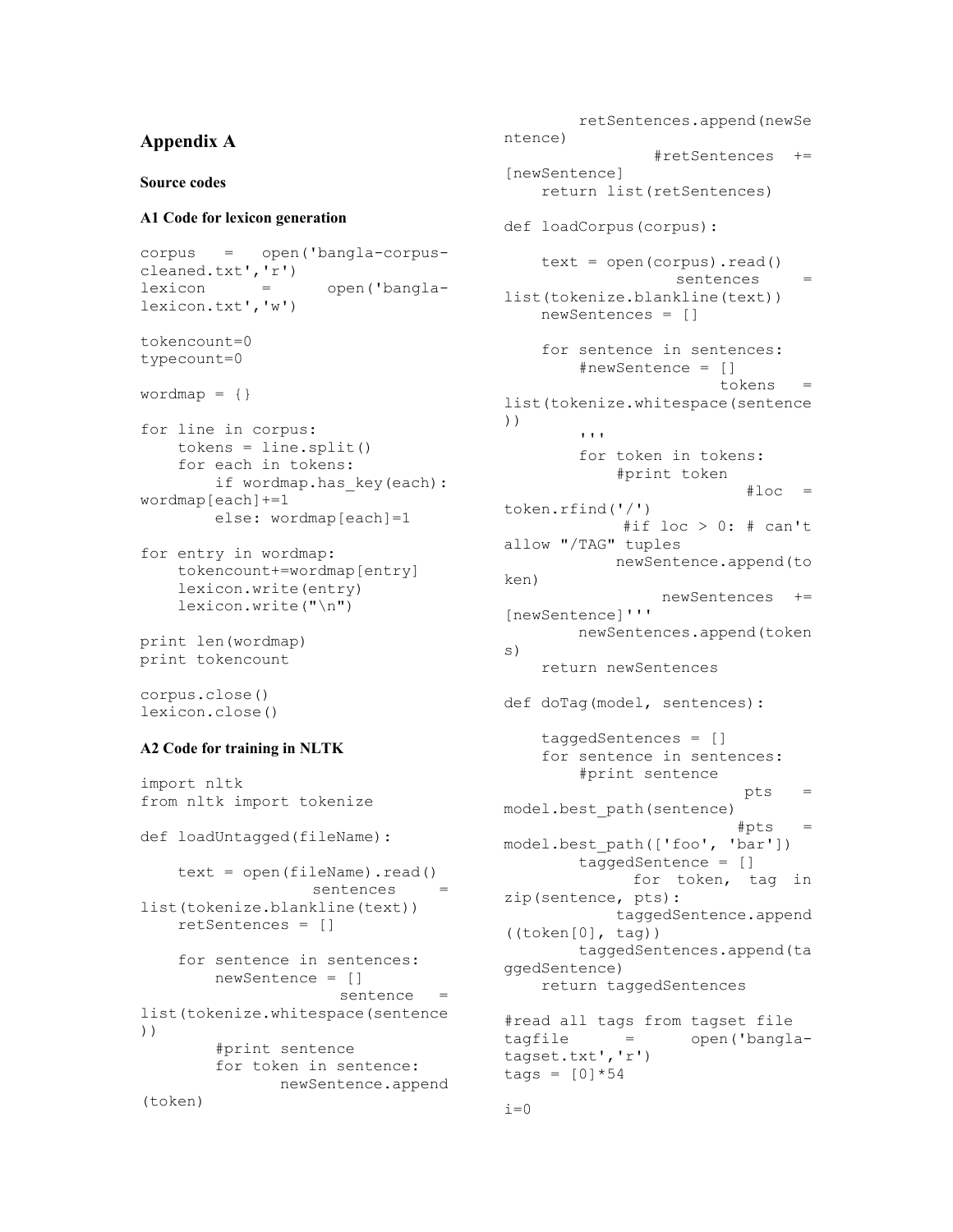## Appendix A

### Source codes

#### A1 Code for lexicon generation

```
corpus = open('bangla-corpus-cleaned.txt','r')
lexicon = open('bangla-lexicon.txt','w')

tokencount=0
typecount=0

wordmap = {}

for line in corpus:
    tokens = line.split()
    for each in tokens:
        if wordmap.has_key(each): wordmap[each]+=1
        else: wordmap[each]=1

for entry in wordmap:
    tokencount+=wordmap[entry]
    lexicon.write(entry)
    lexicon.write("\n")

print len(wordmap)
print tokencount

corpus.close()
lexicon.close()
```

#### A2 Code for training in NLTK

```
import nltk
from nltk import tokenize

def loadUntagged(fileName):

    text = open(fileName).read()
    sentences = list(tokenize.blankline(text))
    retSentences = []

    for sentence in sentences:
        newSentence = []
        sentence = list(tokenize.whitespace(sentence))
        #print sentence
        for token in sentence:
            newSentence.append(token)
        retSentences.append(newSentence)
        #retSentences += [newSentence]
    return list(retSentences)

def loadCorpus(corpus):

    text = open(corpus).read()
    sentences = list(tokenize.blankline(text))
    newSentences = []

    for sentence in sentences:
        #newSentence = []
        tokens = list(tokenize.whitespace(sentence))
        '''
        for token in tokens:
            #print token
            #loc = token.rfind('/')
            #if loc > 0: # can't allow "/TAG" tuples
            newSentence.append(token)
        newSentences += [newSentence]'''
        newSentences.append(tokens)
    return newSentences

def doTag(model, sentences):

    taggedSentences = []
    for sentence in sentences:
        #print sentence
        pts = model.best_path(sentence)
        #pts = model.best_path(['foo', 'bar'])
        taggedSentence = []
        for token, tag in zip(sentence, pts):
            taggedSentence.append((token[0], tag))
        taggedSentences.append(taggedSentence)
    return taggedSentences

#read all tags from tagset file
tagfile = open('bangla-tagset.txt','r')
tags = [0]*54

i=0
```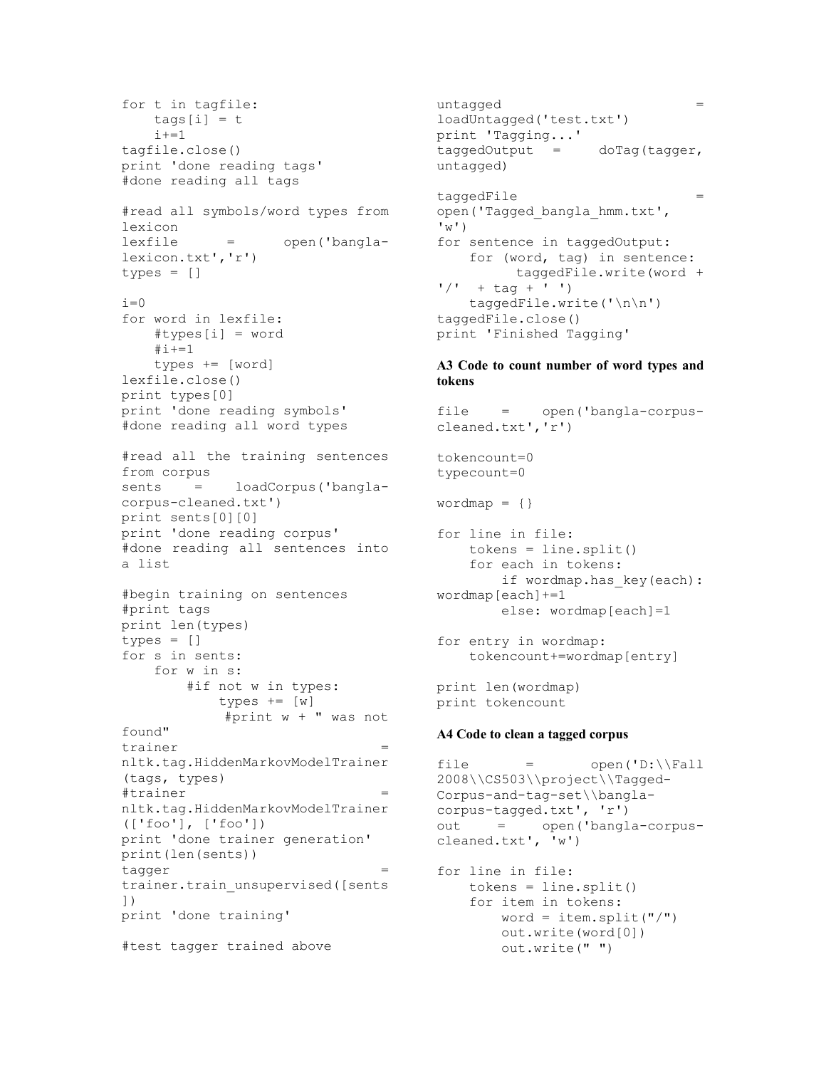```
for t in tagfile:
    tags[i] = t
    i+=1
tagfile.close()
print 'done reading tags'
#done reading all tags

#read all symbols/word types from lexicon
lexfile = open('bangla-lexicon.txt','r')
types = []

i=0
for word in lexfile:
    #types[i] = word
    #i+=1
    types += [word]
lexfile.close()
print types[0]
print 'done reading symbols'
#done reading all word types

#read all the training sentences from corpus
sents = loadCorpus('bangla-corpus-cleaned.txt')
print sents[0][0]
print 'done reading corpus'
#done reading all sentences into a list

#begin training on sentences
#print tags
print len(types)
types = []
for s in sents:
    for w in s:
        #if not w in types:
            types += [w]
             #print w + " was not found"
trainer = nltk.tag.HiddenMarkovModelTrainer(tags, types)
#trainer = nltk.tag.HiddenMarkovModelTrainer(['foo'], ['foo'])
print 'done trainer generation'
print(len(sents))
tagger = trainer.train_unsupervised([sents])
print 'done training'

#test tagger trained above
untagged = loadUntagged('test.txt')
print 'Tagging...'
taggedOutput = doTag(tagger, untagged)

taggedFile = open('Tagged_bangla_hmm.txt', 'w')
for sentence in taggedOutput:
    for (word, tag) in sentence:
         taggedFile.write(word + '/' + tag + ' ')
    taggedFile.write('\n\n')
taggedFile.close()
print 'Finished Tagging'
```

**A3 Code to count number of word types and tokens**

```
file = open('bangla-corpus-cleaned.txt','r')

tokencount=0
typecount=0

wordmap = {}

for line in file:
    tokens = line.split()
    for each in tokens:
        if wordmap.has_key(each): wordmap[each]+=1
        else: wordmap[each]=1

for entry in wordmap:
    tokencount+=wordmap[entry]

print len(wordmap)
print tokencount
```

**A4 Code to clean a tagged corpus**

```
file = open('D:\\Fall 2008\\CS503\\project\\Tagged-Corpus-and-tag-set\\bangla-corpus-tagged.txt', 'r')
out = open('bangla-corpus-cleaned.txt', 'w')

for line in file:
    tokens = line.split()
    for item in tokens:
        word = item.split("/")
        out.write(word[0])
        out.write(" ")
```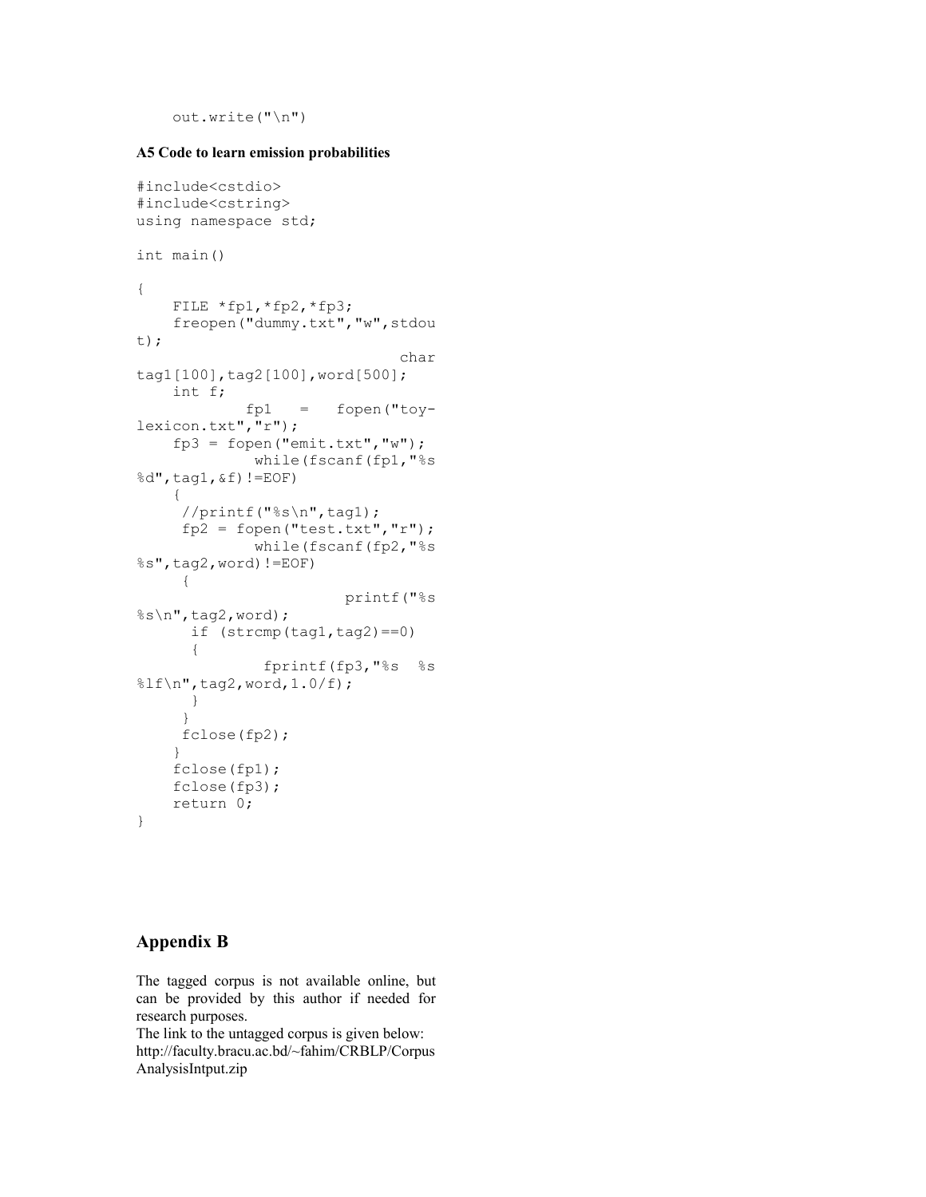```
    out.write("\n")
```

**A5 Code to learn emission probabilities**

```
#include<cstdio>
#include<cstring>
using namespace std;

int main()

{
    FILE *fp1,*fp2,*fp3;
    freopen("dummy.txt","w",stdout);
    char tag1[100],tag2[100],word[500];
    int f;
    fp1 = fopen("toy-lexicon.txt","r");
    fp3 = fopen("emit.txt","w");
    while(fscanf(fp1,"%s %d",tag1,&f)!=EOF)
    {
     //printf("%s\n",tag1);
     fp2 = fopen("test.txt","r");
     while(fscanf(fp2,"%s %s",tag2,word)!=EOF)
     {
      printf("%s %s\n",tag2,word);
      if (strcmp(tag1,tag2)==0)
      {
       fprintf(fp3,"%s  %s %lf\n",tag2,word,1.0/f);
      }
     }
     fclose(fp2);
    }
    fclose(fp1);
    fclose(fp3);
    return 0;
}
```

## Appendix B

The tagged corpus is not available online, but can be provided by this author if needed for research purposes.
The link to the untagged corpus is given below:
http://faculty.bracu.ac.bd/~fahim/CRBLP/CorpusAnalysisIntput.zip